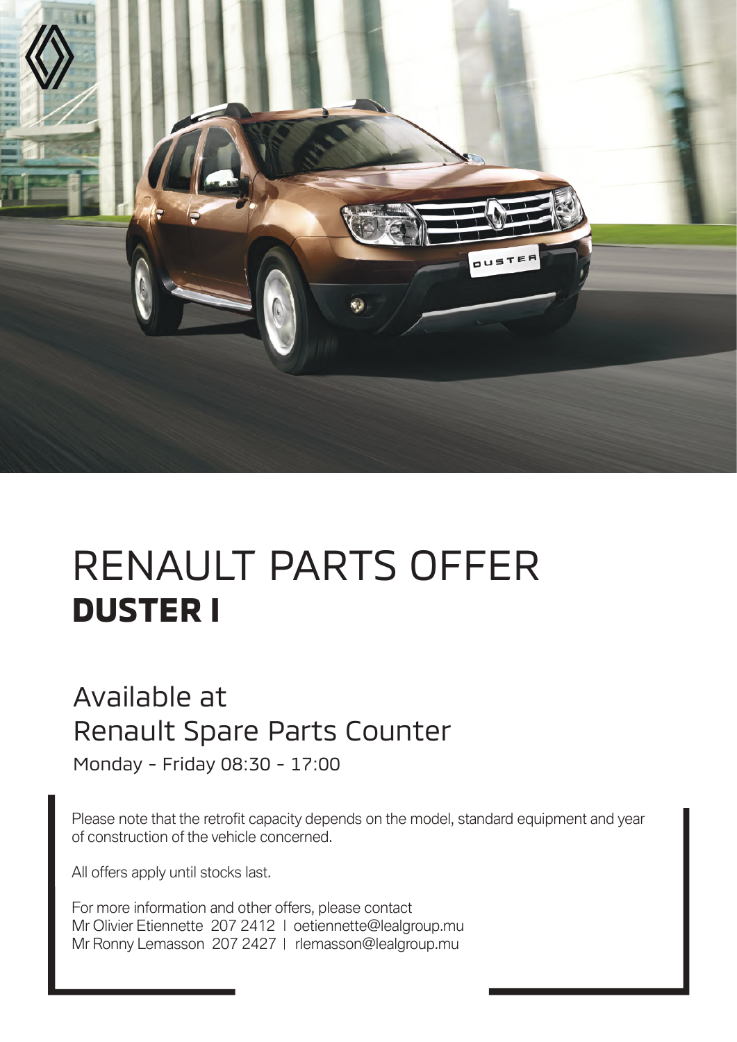# RENAULT PARTS OFFER
## DUSTER I

### Available at
### Renault Spare Parts Counter

Monday - Friday 08:30 - 17:00

Please note that the retrofit capacity depends on the model, standard equipment and year of construction of the vehicle concerned.

All offers apply until stocks last.

For more information and other offers, please contact
Mr Olivier Etiennette 207 2412 | oetiennette@lealgroup.mu
Mr Ronny Lemasson 207 2427 | rlemasson@lealgroup.mu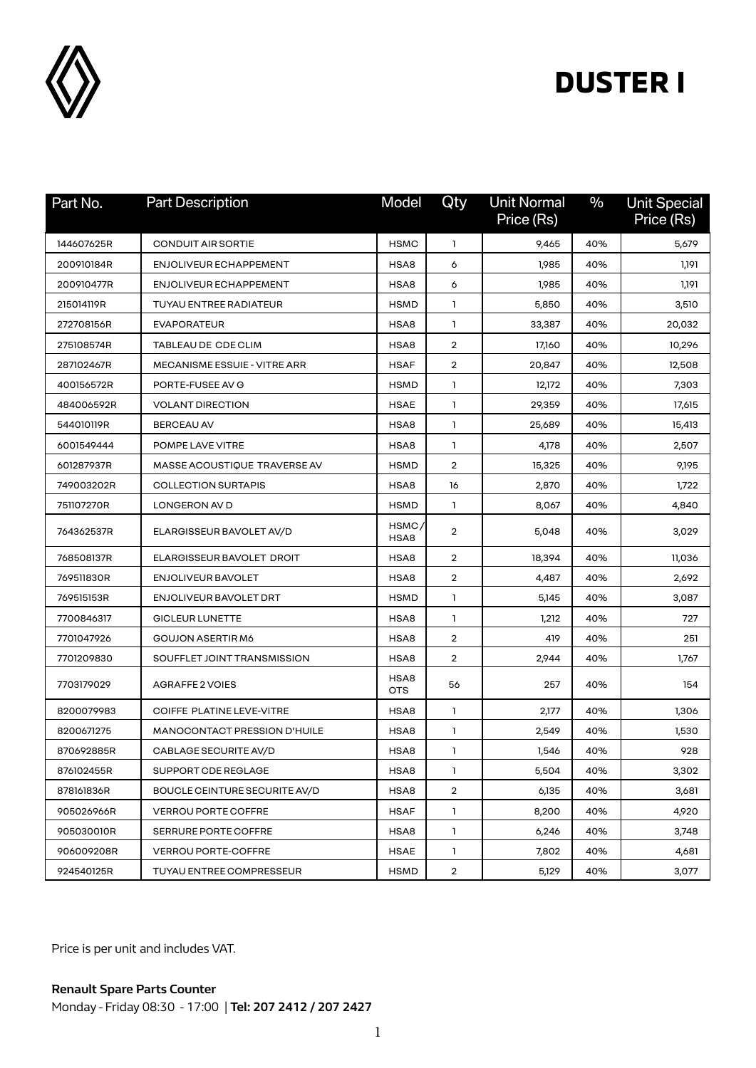# DUSTER I

| Part No. | Part Description | Model | Qty | Unit Normal Price (Rs) | % | Unit Special Price (Rs) |
|---|---|---|---|---|---|---|
| 144607625R | CONDUIT AIR SORTIE | HSMC | 1 | 9,465 | 40% | 5,679 |
| 200910184R | ENJOLIVEUR ECHAPPEMENT | HSA8 | 6 | 1,985 | 40% | 1,191 |
| 200910477R | ENJOLIVEUR ECHAPPEMENT | HSA8 | 6 | 1,985 | 40% | 1,191 |
| 215014119R | TUYAU ENTREE RADIATEUR | HSMD | 1 | 5,850 | 40% | 3,510 |
| 272708156R | EVAPORATEUR | HSA8 | 1 | 33,387 | 40% | 20,032 |
| 275108574R | TABLEAU DE CDE CLIM | HSA8 | 2 | 17,160 | 40% | 10,296 |
| 287102467R | MECANISME ESSUIE - VITRE ARR | HSAF | 2 | 20,847 | 40% | 12,508 |
| 400156572R | PORTE-FUSEE AV G | HSMD | 1 | 12,172 | 40% | 7,303 |
| 484006592R | VOLANT DIRECTION | HSAE | 1 | 29,359 | 40% | 17,615 |
| 544010119R | BERCEAU AV | HSA8 | 1 | 25,689 | 40% | 15,413 |
| 6001549444 | POMPE LAVE VITRE | HSA8 | 1 | 4,178 | 40% | 2,507 |
| 601287937R | MASSE ACOUSTIQUE TRAVERSE AV | HSMD | 2 | 15,325 | 40% | 9,195 |
| 749003202R | COLLECTION SURTAPIS | HSA8 | 16 | 2,870 | 40% | 1,722 |
| 751107270R | LONGERON AV D | HSMD | 1 | 8,067 | 40% | 4,840 |
| 764362537R | ELARGISSEUR BAVOLET AV/D | HSMC/ HSA8 | 2 | 5,048 | 40% | 3,029 |
| 768508137R | ELARGISSEUR BAVOLET DROIT | HSA8 | 2 | 18,394 | 40% | 11,036 |
| 769511830R | ENJOLIVEUR BAVOLET | HSA8 | 2 | 4,487 | 40% | 2,692 |
| 769515153R | ENJOLIVEUR BAVOLET DRT | HSMD | 1 | 5,145 | 40% | 3,087 |
| 7700846317 | GICLEUR LUNETTE | HSA8 | 1 | 1,212 | 40% | 727 |
| 7701047926 | GOUJON ASERTIR M6 | HSA8 | 2 | 419 | 40% | 251 |
| 7701209830 | SOUFFLET JOINT TRANSMISSION | HSA8 | 2 | 2,944 | 40% | 1,767 |
| 7703179029 | AGRAFFE 2 VOIES | HSA8 OTS | 56 | 257 | 40% | 154 |
| 8200079983 | COIFFE PLATINE LEVE-VITRE | HSA8 | 1 | 2,177 | 40% | 1,306 |
| 8200671275 | MANOCONTACT PRESSION D'HUILE | HSA8 | 1 | 2,549 | 40% | 1,530 |
| 870692885R | CABLAGE SECURITE AV/D | HSA8 | 1 | 1,546 | 40% | 928 |
| 876102455R | SUPPORT CDE REGLAGE | HSA8 | 1 | 5,504 | 40% | 3,302 |
| 878161836R | BOUCLE CEINTURE SECURITE AV/D | HSA8 | 2 | 6,135 | 40% | 3,681 |
| 905026966R | VERROU PORTE COFFRE | HSAF | 1 | 8,200 | 40% | 4,920 |
| 905030010R | SERRURE PORTE COFFRE | HSA8 | 1 | 6,246 | 40% | 3,748 |
| 906009208R | VERROU PORTE-COFFRE | HSAE | 1 | 7,802 | 40% | 4,681 |
| 924540125R | TUYAU ENTREE COMPRESSEUR | HSMD | 2 | 5,129 | 40% | 3,077 |

Price is per unit and includes VAT.

**Renault Spare Parts Counter**
Monday - Friday 08:30 - 17:00 | **Tel: 207 2412 / 207 2427**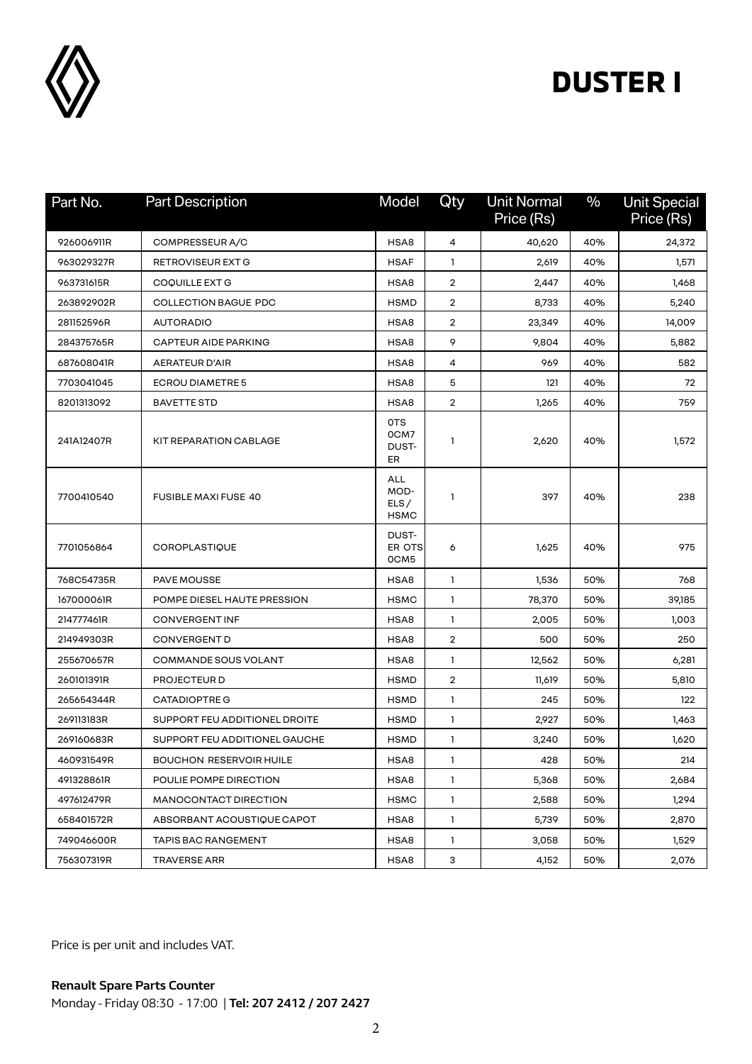# DUSTER I

| Part No. | Part Description | Model | Qty | Unit Normal Price (Rs) | % | Unit Special Price (Rs) |
|---|---|---|---|---|---|---|
| 926006911R | COMPRESSEUR A/C | HSA8 | 4 | 40,620 | 40% | 24,372 |
| 963029327R | RETROVISEUR EXT G | HSAF | 1 | 2,619 | 40% | 1,571 |
| 963731615R | COQUILLE EXT G | HSA8 | 2 | 2,447 | 40% | 1,468 |
| 263892902R | COLLECTION BAGUE PDC | HSMD | 2 | 8,733 | 40% | 5,240 |
| 281152596R | AUTORADIO | HSA8 | 2 | 23,349 | 40% | 14,009 |
| 284375765R | CAPTEUR AIDE PARKING | HSA8 | 9 | 9,804 | 40% | 5,882 |
| 687608041R | AERATEUR D'AIR | HSA8 | 4 | 969 | 40% | 582 |
| 7703041045 | ECROU DIAMETRE 5 | HSA8 | 5 | 121 | 40% | 72 |
| 8201313092 | BAVETTE STD | HSA8 | 2 | 1,265 | 40% | 759 |
| 241A12407R | KIT REPARATION CABLAGE | 0TS 0CM7 DUST-ER | 1 | 2,620 | 40% | 1,572 |
| 7700410540 | FUSIBLE MAXI FUSE 40 | ALL MOD-ELS / HSMC | 1 | 397 | 40% | 238 |
| 7701056864 | COROPLASTIQUE | DUST-ER OTS 0CM5 | 6 | 1,625 | 40% | 975 |
| 768C54735R | PAVE MOUSSE | HSA8 | 1 | 1,536 | 50% | 768 |
| 167000061R | POMPE DIESEL HAUTE PRESSION | HSMC | 1 | 78,370 | 50% | 39,185 |
| 214777461R | CONVERGENT INF | HSA8 | 1 | 2,005 | 50% | 1,003 |
| 214949303R | CONVERGENT D | HSA8 | 2 | 500 | 50% | 250 |
| 255670657R | COMMANDE SOUS VOLANT | HSA8 | 1 | 12,562 | 50% | 6,281 |
| 260101391R | PROJECTEUR D | HSMD | 2 | 11,619 | 50% | 5,810 |
| 265654344R | CATADIOPTRE G | HSMD | 1 | 245 | 50% | 122 |
| 269113183R | SUPPORT FEU ADDITIONEL DROITE | HSMD | 1 | 2,927 | 50% | 1,463 |
| 269160683R | SUPPORT FEU ADDITIONEL GAUCHE | HSMD | 1 | 3,240 | 50% | 1,620 |
| 460931549R | BOUCHON RESERVOIR HUILE | HSA8 | 1 | 428 | 50% | 214 |
| 491328861R | POULIE POMPE DIRECTION | HSA8 | 1 | 5,368 | 50% | 2,684 |
| 497612479R | MANOCONTACT DIRECTION | HSMC | 1 | 2,588 | 50% | 1,294 |
| 658401572R | ABSORBANT ACOUSTIQUE CAPOT | HSA8 | 1 | 5,739 | 50% | 2,870 |
| 749046600R | TAPIS BAC RANGEMENT | HSA8 | 1 | 3,058 | 50% | 1,529 |
| 756307319R | TRAVERSE ARR | HSA8 | 3 | 4,152 | 50% | 2,076 |

Price is per unit and includes VAT.

**Renault Spare Parts Counter**
Monday - Friday 08:30 - 17:00 | **Tel: 207 2412 / 207 2427**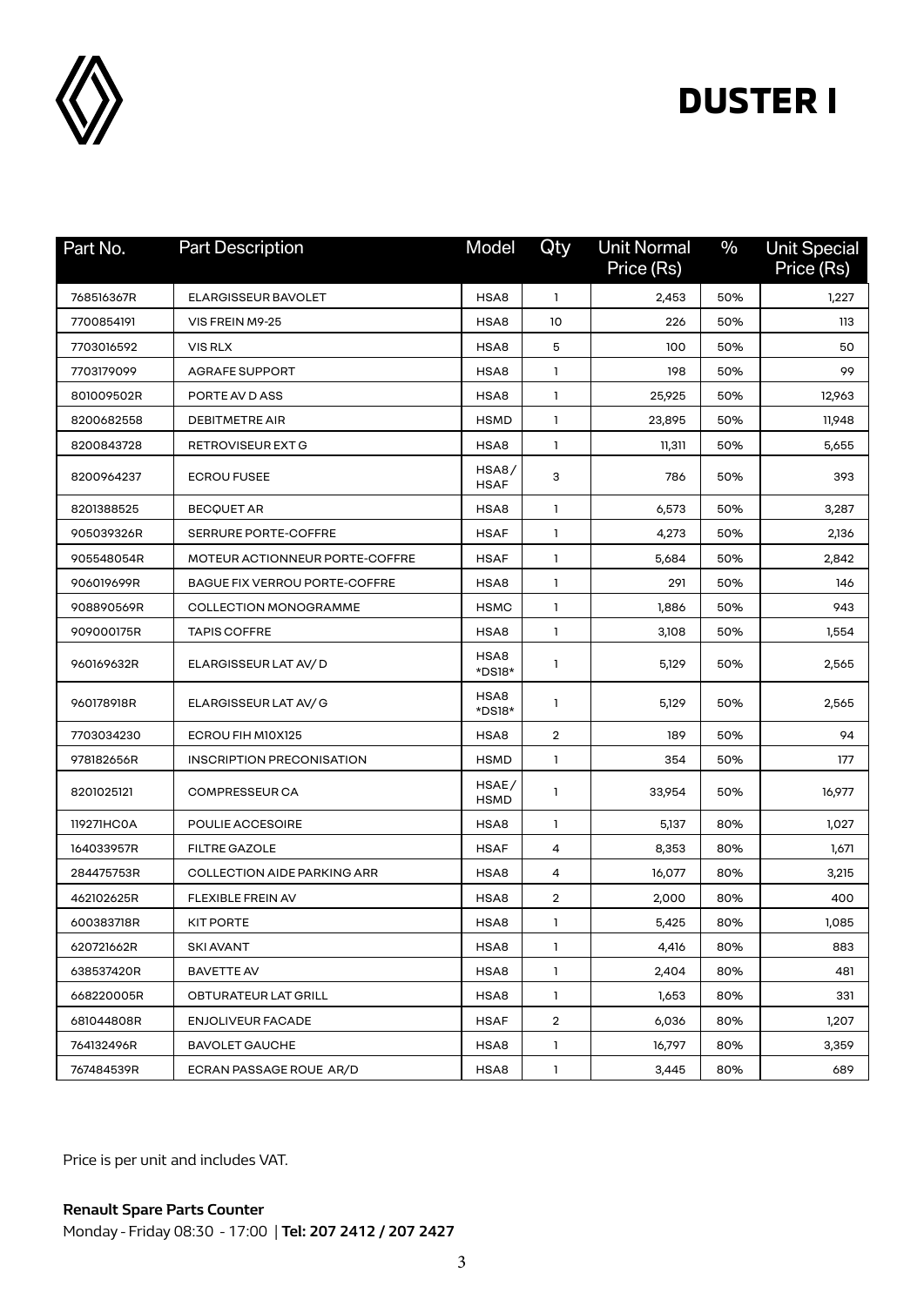# DUSTER I

| Part No. | Part Description | Model | Qty | Unit Normal Price (Rs) | % | Unit Special Price (Rs) |
|---|---|---|---|---|---|---|
| 768516367R | ELARGISSEUR BAVOLET | HSA8 | 1 | 2,453 | 50% | 1,227 |
| 7700854191 | VIS FREIN M9-25 | HSA8 | 10 | 226 | 50% | 113 |
| 7703016592 | VIS RLX | HSA8 | 5 | 100 | 50% | 50 |
| 7703179099 | AGRAFE SUPPORT | HSA8 | 1 | 198 | 50% | 99 |
| 801009502R | PORTE AV D ASS | HSA8 | 1 | 25,925 | 50% | 12,963 |
| 8200682558 | DEBITMETRE AIR | HSMD | 1 | 23,895 | 50% | 11,948 |
| 8200843728 | RETROVISEUR EXT G | HSA8 | 1 | 11,311 | 50% | 5,655 |
| 8200964237 | ECROU FUSEE | HSA8 / HSAF | 3 | 786 | 50% | 393 |
| 8201388525 | BECQUET AR | HSA8 | 1 | 6,573 | 50% | 3,287 |
| 905039326R | SERRURE PORTE-COFFRE | HSAF | 1 | 4,273 | 50% | 2,136 |
| 905548054R | MOTEUR ACTIONNEUR PORTE-COFFRE | HSAF | 1 | 5,684 | 50% | 2,842 |
| 906019699R | BAGUE FIX VERROU PORTE-COFFRE | HSA8 | 1 | 291 | 50% | 146 |
| 908890569R | COLLECTION MONOGRAMME | HSMC | 1 | 1,886 | 50% | 943 |
| 909000175R | TAPIS COFFRE | HSA8 | 1 | 3,108 | 50% | 1,554 |
| 960169632R | ELARGISSEUR LAT AV/ D | HSA8 *DS18* | 1 | 5,129 | 50% | 2,565 |
| 960178918R | ELARGISSEUR LAT AV/ G | HSA8 *DS18* | 1 | 5,129 | 50% | 2,565 |
| 7703034230 | ECROU FIH M10X125 | HSA8 | 2 | 189 | 50% | 94 |
| 978182656R | INSCRIPTION PRECONISATION | HSMD | 1 | 354 | 50% | 177 |
| 8201025121 | COMPRESSEUR CA | HSAE / HSMD | 1 | 33,954 | 50% | 16,977 |
| 119271HC0A | POULIE ACCESOIRE | HSA8 | 1 | 5,137 | 80% | 1,027 |
| 164033957R | FILTRE GAZOLE | HSAF | 4 | 8,353 | 80% | 1,671 |
| 284475753R | COLLECTION AIDE PARKING ARR | HSA8 | 4 | 16,077 | 80% | 3,215 |
| 462102625R | FLEXIBLE FREIN AV | HSA8 | 2 | 2,000 | 80% | 400 |
| 600383718R | KIT PORTE | HSA8 | 1 | 5,425 | 80% | 1,085 |
| 620721662R | SKI AVANT | HSA8 | 1 | 4,416 | 80% | 883 |
| 638537420R | BAVETTE AV | HSA8 | 1 | 2,404 | 80% | 481 |
| 668220005R | OBTURATEUR LAT GRILL | HSA8 | 1 | 1,653 | 80% | 331 |
| 681044808R | ENJOLIVEUR FACADE | HSAF | 2 | 6,036 | 80% | 1,207 |
| 764132496R | BAVOLET GAUCHE | HSA8 | 1 | 16,797 | 80% | 3,359 |
| 767484539R | ECRAN PASSAGE ROUE AR/D | HSA8 | 1 | 3,445 | 80% | 689 |

Price is per unit and includes VAT.

**Renault Spare Parts Counter**
Monday - Friday 08:30 - 17:00 | **Tel: 207 2412 / 207 2427**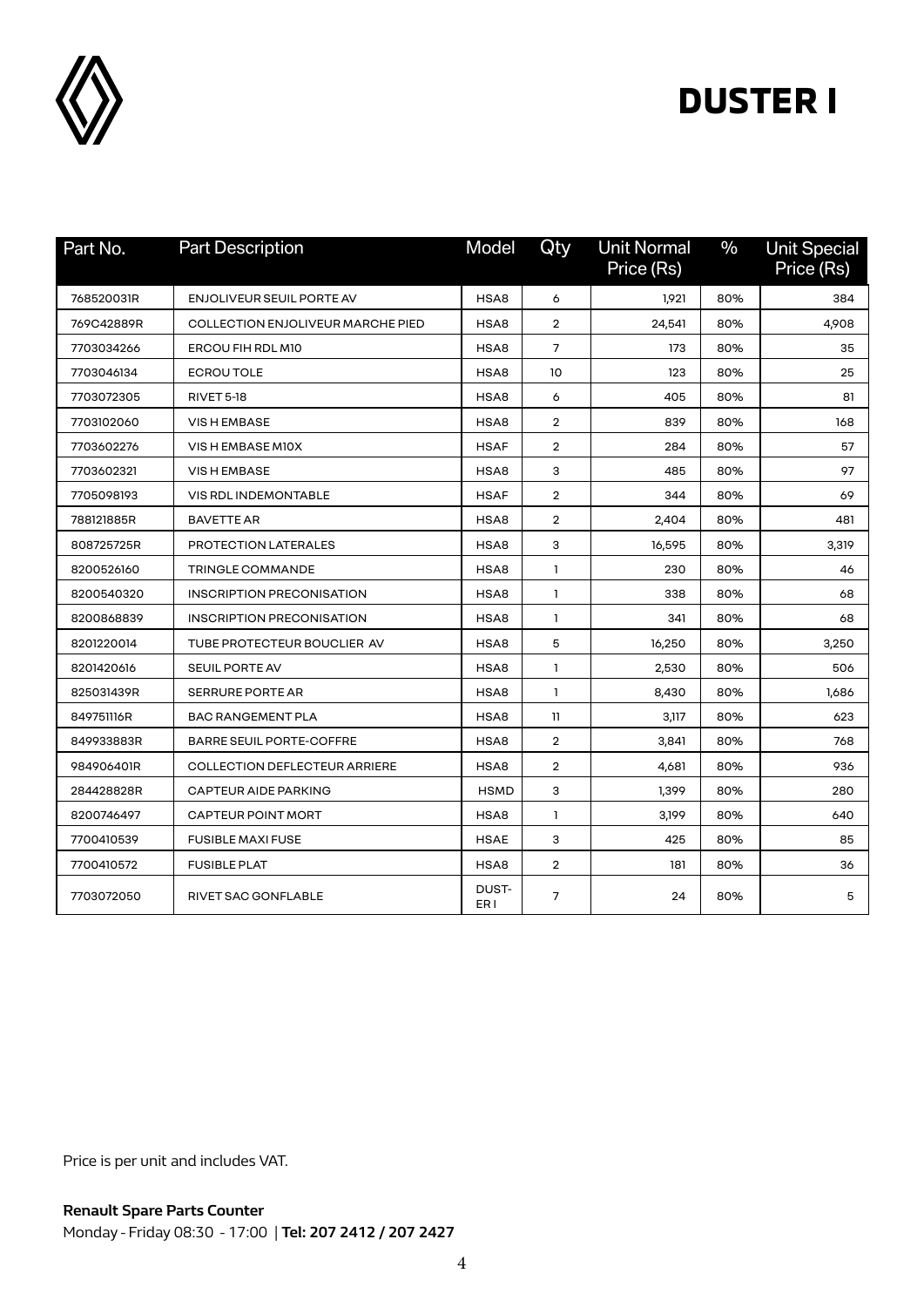# DUSTER I

| Part No. | Part Description | Model | Qty | Unit Normal Price (Rs) | % | Unit Special Price (Rs) |
|---|---|---|---|---|---|---|
| 768520031R | ENJOLIVEUR SEUIL PORTE AV | HSA8 | 6 | 1,921 | 80% | 384 |
| 769C42889R | COLLECTION ENJOLIVEUR MARCHE PIED | HSA8 | 2 | 24,541 | 80% | 4,908 |
| 7703034266 | ERCOU FIH RDL M10 | HSA8 | 7 | 173 | 80% | 35 |
| 7703046134 | ECROU TOLE | HSA8 | 10 | 123 | 80% | 25 |
| 7703072305 | RIVET 5-18 | HSA8 | 6 | 405 | 80% | 81 |
| 7703102060 | VIS H EMBASE | HSA8 | 2 | 839 | 80% | 168 |
| 7703602276 | VIS H EMBASE M10X | HSAF | 2 | 284 | 80% | 57 |
| 7703602321 | VIS H EMBASE | HSA8 | 3 | 485 | 80% | 97 |
| 7705098193 | VIS RDL INDEMONTABLE | HSAF | 2 | 344 | 80% | 69 |
| 788121885R | BAVETTE AR | HSA8 | 2 | 2,404 | 80% | 481 |
| 808725725R | PROTECTION LATERALES | HSA8 | 3 | 16,595 | 80% | 3,319 |
| 8200526160 | TRINGLE COMMANDE | HSA8 | 1 | 230 | 80% | 46 |
| 8200540320 | INSCRIPTION PRECONISATION | HSA8 | 1 | 338 | 80% | 68 |
| 8200868839 | INSCRIPTION PRECONISATION | HSA8 | 1 | 341 | 80% | 68 |
| 8201220014 | TUBE PROTECTEUR BOUCLIER AV | HSA8 | 5 | 16,250 | 80% | 3,250 |
| 8201420616 | SEUIL PORTE AV | HSA8 | 1 | 2,530 | 80% | 506 |
| 825031439R | SERRURE PORTE AR | HSA8 | 1 | 8,430 | 80% | 1,686 |
| 849751116R | BAC RANGEMENT PLA | HSA8 | 11 | 3,117 | 80% | 623 |
| 849933883R | BARRE SEUIL PORTE-COFFRE | HSA8 | 2 | 3,841 | 80% | 768 |
| 984906401R | COLLECTION DEFLECTEUR ARRIERE | HSA8 | 2 | 4,681 | 80% | 936 |
| 284428828R | CAPTEUR AIDE PARKING | HSMD | 3 | 1,399 | 80% | 280 |
| 8200746497 | CAPTEUR POINT MORT | HSA8 | 1 | 3,199 | 80% | 640 |
| 7700410539 | FUSIBLE MAXI FUSE | HSAE | 3 | 425 | 80% | 85 |
| 7700410572 | FUSIBLE PLAT | HSA8 | 2 | 181 | 80% | 36 |
| 7703072050 | RIVET SAC GONFLABLE | DUST-ER I | 7 | 24 | 80% | 5 |

Price is per unit and includes VAT.

**Renault Spare Parts Counter**
Monday - Friday 08:30 - 17:00 | **Tel: 207 2412 / 207 2427**